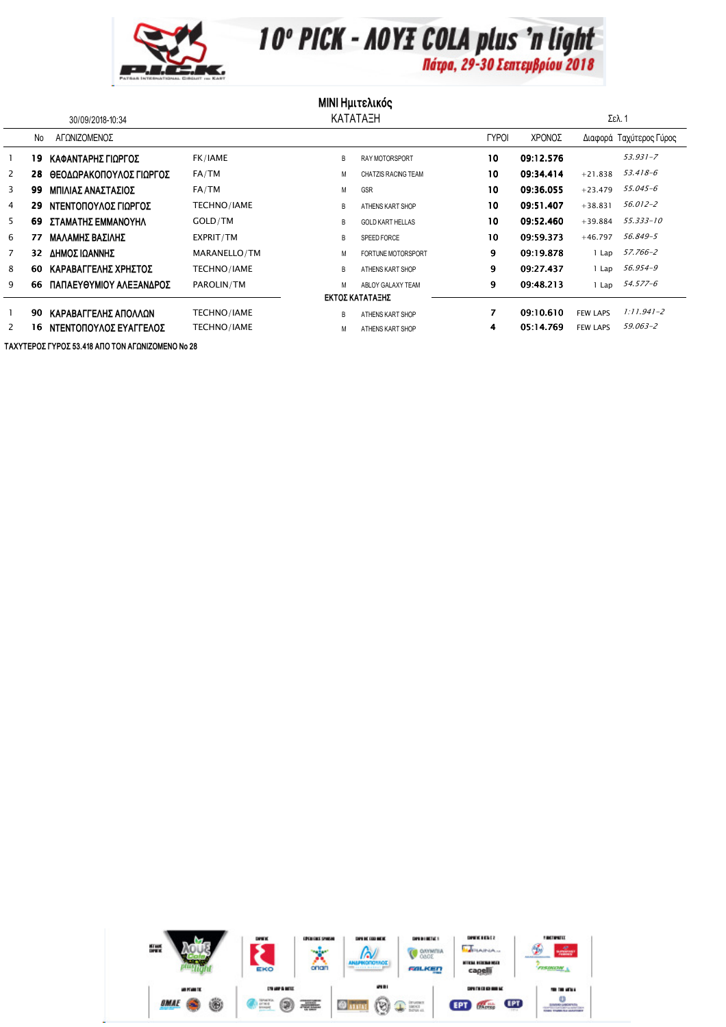# 10ο PICK - ΛΟΥΞ COLA plus 'n light

## Πάτρα, 29-30 Σεπτεμβρίου 2018

### MINI Ημιτελικός

### ΚΑΤΑΤΑΞΗ

30/09/2018-10:34

| | No | ΑΓΩΝΙΖΟΜΕΝΟΣ | | | | ΓΥΡΟΙ | ΧΡΟΝΟΣ | Διαφορά | Ταχύτερος Γύρος |
|---|---|---|---|---|---|---|---|---|---|
| 1 | 19 | ΚΑΦΑΝΤΑΡΗΣ ΓΙΩΡΓΟΣ | FK/IAME | B | RAY MOTORSPORT | 10 | 09:12.576 | | 53.931-7 |
| 2 | 28 | ΘΕΟΔΩΡΑΚΟΠΟΥΛΟΣ ΓΙΩΡΓΟΣ | FA/TM | M | CHATZIS RACING TEAM | 10 | 09:34.414 | +21.838 | 53.418-6 |
| 3 | 99 | ΜΠΙΛΙΑΣ ΑΝΑΣΤΑΣΙΟΣ | FA/TM | M | GSR | 10 | 09:36.055 | +23.479 | 55.045-6 |
| 4 | 29 | ΝΤΕΝΤΟΠΟΥΛΟΣ ΓΙΩΡΓΟΣ | TECHNO/IAME | B | ATHENS KART SHOP | 10 | 09:51.407 | +38.831 | 56.012-2 |
| 5 | 69 | ΣΤΑΜΑΤΗΣ ΕΜΜΑΝΟΥΗΛ | GOLD/TM | B | GOLD KART HELLAS | 10 | 09:52.460 | +39.884 | 55.333-10 |
| 6 | 77 | ΜΑΛΑΜΗΣ ΒΑΣΙΛΗΣ | EXPRIT/TM | B | SPEED FORCE | 10 | 09:59.373 | +46.797 | 56.849-5 |
| 7 | 32 | ΔΗΜΟΣ ΙΩΑΝΝΗΣ | MARANELLO/TM | M | FORTUNE MOTORSPORT | 9 | 09:19.878 | 1 Lap | 57.766-2 |
| 8 | 60 | ΚΑΡΑΒΑΓΓΕΛΗΣ ΧΡΗΣΤΟΣ | TECHNO/IAME | B | ATHENS KART SHOP | 9 | 09:27.437 | 1 Lap | 56.954-9 |
| 9 | 66 | ΠΑΠΑΕΥΘΥΜΙΟΥ ΑΛΕΞΑΝΔΡΟΣ | PAROLIN/TM | M | ABLOY GALAXY TEAM | 9 | 09:48.213 | 1 Lap | 54.577-6 |
| | | **ΕΚΤΟΣ ΚΑΤΑΤΑΞΗΣ** | | | | | | | |
| 1 | 90 | ΚΑΡΑΒΑΓΓΕΛΗΣ ΑΠΟΛΛΩΝ | TECHNO/IAME | B | ATHENS KART SHOP | 7 | 09:10.610 | FEW LAPS | 1:11.941-2 |
| 2 | 16 | ΝΤΕΝΤΟΠΟΥΛΟΣ ΕΥΑΓΓΕΛΟΣ | TECHNO/IAME | M | ATHENS KART SHOP | 4 | 05:14.769 | FEW LAPS | 59.063-2 |

ΤΑΧΥΤΕΡΟΣ ΓΥΡΟΣ 53.418 ΑΠΟ ΤΟΝ ΑΓΩΝΙΖΟΜΕΝΟ No 28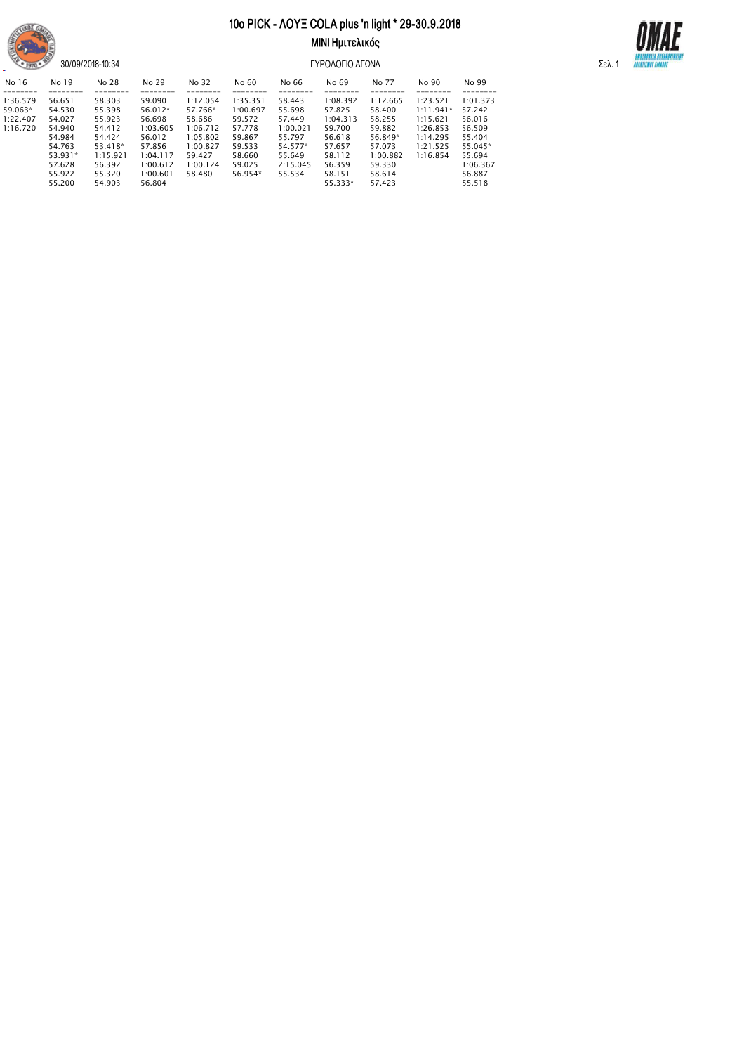# 10ο PICK - ΛΟΥΞ COLA plus 'n light * 29-30.9.2018

## MINI Ημιτελικός

30/09/2018-10:34

ΓΥΡΟΛΟΓΙΟ ΑΓΩΝΑ

| No 16 | No 19 | No 28 | No 29 | No 32 | No 60 | No 66 | No 69 | No 77 | No 90 | No 99 |
|---|---|---|---|---|---|---|---|---|---|---|
| 1:36.579 | 56.651 | 58.303 | 59.090 | 1:12.054 | 1:35.351 | 58.443 | 1:08.392 | 1:12.665 | 1:23.521 | 1:01.373 |
| 59.063* | 54.530 | 55.398 | 56.012* | 57.766* | 1:00.697 | 55.698 | 57.825 | 58.400 | 1:11.941* | 57.242 |
| 1:22.407 | 54.027 | 55.923 | 56.698 | 58.686 | 59.572 | 57.449 | 1:04.313 | 58.255 | 1:15.621 | 56.016 |
| 1:16.720 | 54.940 | 54.412 | 1:03.605 | 1:06.712 | 57.778 | 1:00.021 | 59.700 | 59.882 | 1:26.853 | 56.509 |
| | 54.984 | 54.424 | 56.012 | 1:05.802 | 59.867 | 55.797 | 56.618 | 56.849* | 1:14.295 | 55.404 |
| | 54.763 | 53.418* | 57.856 | 1:00.827 | 59.533 | 54.577* | 57.657 | 57.073 | 1:21.525 | 55.045* |
| | 53.931* | 1:15.921 | 1:04.117 | 59.427 | 58.660 | 55.649 | 58.112 | 1:00.882 | 1:16.854 | 55.694 |
| | 57.628 | 56.392 | 1:00.612 | 1:00.124 | 59.025 | 2:15.045 | 56.359 | 59.330 | | 1:06.367 |
| | 55.922 | 55.320 | 1:00.601 | 58.480 | 56.954* | 55.534 | 58.151 | 58.614 | | 56.887 |
| | 55.200 | 54.903 | 56.804 | | | | 55.333* | 57.423 | | 55.518 |